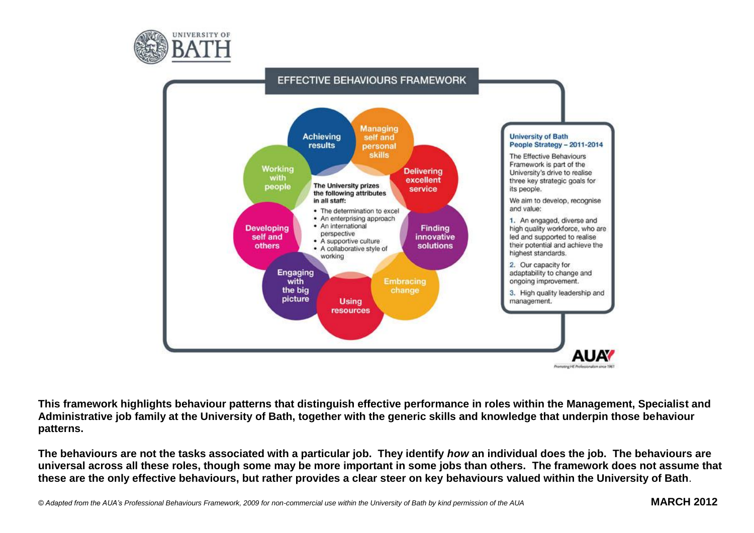UNIVERSITY OF BATH

# EFFECTIVE BEHAVIOURS FRAMEWORK

- Achieving results
- Managing self and personal skills
- Delivering excellent service
- Finding innovative solutions
- Embracing change
- Using resources
- Engaging with the big picture
- Developing self and others
- Working with people

**The University prizes the following attributes in all staff:**

- The determination to excel
- An enterprising approach
- An international perspective
- A supportive culture
- A collaborative style of working

**University of Bath People Strategy – 2011-2014**

The Effective Behaviours Framework is part of the University's drive to realise three key strategic goals for its people.

We aim to develop, recognise and value:

1. An engaged, diverse and high quality workforce, who are led and supported to realise their potential and achieve the highest standards.
2. Our capacity for adaptability to change and ongoing improvement.
3. High quality leadership and management.

AUA
Promoting HE Professionalism since 1961

**This framework highlights behaviour patterns that distinguish effective performance in roles within the Management, Specialist and Administrative job family at the University of Bath, together with the generic skills and knowledge that underpin those behaviour patterns.**

**The behaviours are not the tasks associated with a particular job. They identify *how* an individual does the job. The behaviours are universal across all these roles, though some may be more important in some jobs than others. The framework does not assume that these are the only effective behaviours, but rather provides a clear steer on key behaviours valued within the University of Bath**.

*© Adapted from the AUA's Professional Behaviours Framework, 2009 for non-commercial use within the University of Bath by kind permission of the AUA*

**MARCH 2012**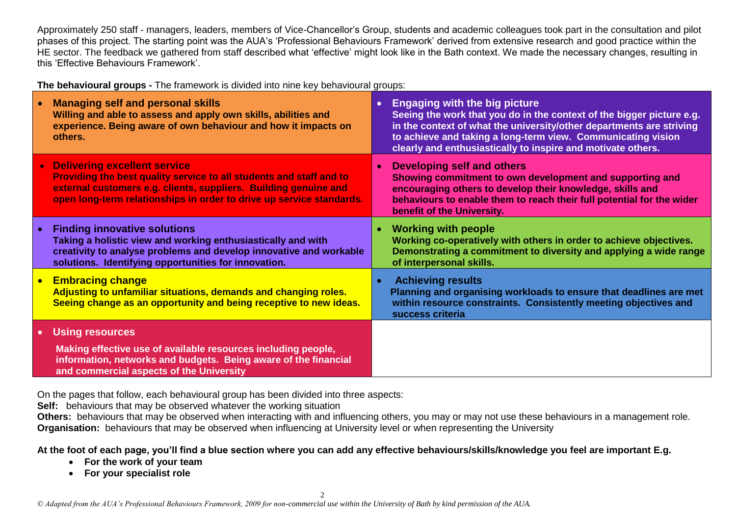Approximately 250 staff - managers, leaders, members of Vice-Chancellor's Group, students and academic colleagues took part in the consultation and pilot phases of this project. The starting point was the AUA's 'Professional Behaviours Framework' derived from extensive research and good practice within the HE sector. The feedback we gathered from staff described what 'effective' might look like in the Bath context. We made the necessary changes, resulting in this 'Effective Behaviours Framework'.

**The behavioural groups -** The framework is divided into nine key behavioural groups:

| | |
|---|---|
| • **Managing self and personal skills** **Willing and able to assess and apply own skills, abilities and experience. Being aware of own behaviour and how it impacts on others.** | • **Engaging with the big picture** **Seeing the work that you do in the context of the bigger picture e.g. in the context of what the university/other departments are striving to achieve and taking a long-term view. Communicating vision clearly and enthusiastically to inspire and motivate others.** |
| • **Delivering excellent service** **Providing the best quality service to all students and staff and to external customers e.g. clients, suppliers. Building genuine and open long-term relationships in order to drive up service standards.** | • **Developing self and others** **Showing commitment to own development and supporting and encouraging others to develop their knowledge, skills and behaviours to enable them to reach their full potential for the wider benefit of the University.** |
| • **Finding innovative solutions** **Taking a holistic view and working enthusiastically and with creativity to analyse problems and develop innovative and workable solutions. Identifying opportunities for innovation.** | • **Working with people** **Working co-operatively with others in order to achieve objectives. Demonstrating a commitment to diversity and applying a wide range of interpersonal skills.** |
| • **Embracing change** **Adjusting to unfamiliar situations, demands and changing roles. Seeing change as an opportunity and being receptive to new ideas.** | • **Achieving results** **Planning and organising workloads to ensure that deadlines are met within resource constraints. Consistently meeting objectives and success criteria** |
| • **Using resources** **Making effective use of available resources including people, information, networks and budgets. Being aware of the financial and commercial aspects of the University** | |

On the pages that follow, each behavioural group has been divided into three aspects:

**Self:** behaviours that may be observed whatever the working situation

**Others:** behaviours that may be observed when interacting with and influencing others, you may or may not use these behaviours in a management role.

**Organisation:** behaviours that may be observed when influencing at University level or when representing the University

**At the foot of each page, you'll find a blue section where you can add any effective behaviours/skills/knowledge you feel are important E.g.**

- **For the work of your team**
- **For your specialist role**

*© Adapted from the AUA's Professional Behaviours Framework, 2009 for non-commercial use within the University of Bath by kind permission of the AUA.*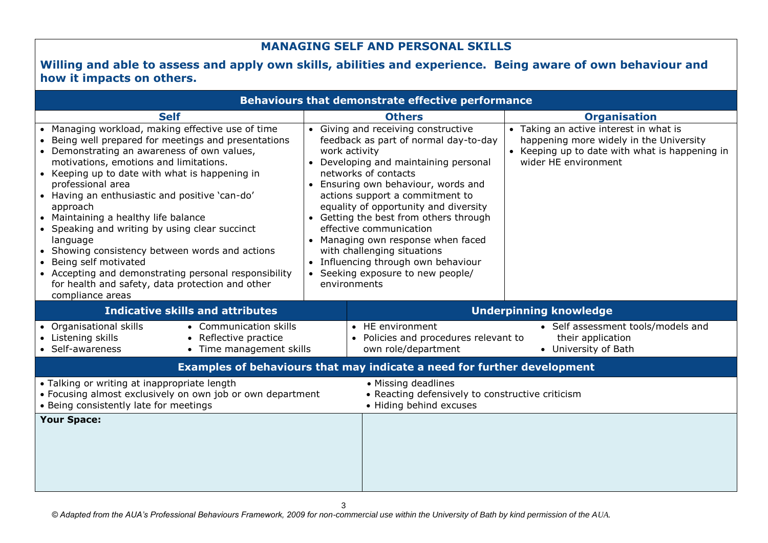## MANAGING SELF AND PERSONAL SKILLS

**Willing and able to assess and apply own skills, abilities and experience. Being aware of own behaviour and how it impacts on others.**

### Behaviours that demonstrate effective performance

| Self | Others | Organisation |
|---|---|---|
| • Managing workload, making effective use of time<br>• Being well prepared for meetings and presentations<br>• Demonstrating an awareness of own values, motivations, emotions and limitations.<br>• Keeping up to date with what is happening in professional area<br>• Having an enthusiastic and positive 'can-do' approach<br>• Maintaining a healthy life balance<br>• Speaking and writing by using clear succinct language<br>• Showing consistency between words and actions<br>• Being self motivated<br>• Accepting and demonstrating personal responsibility for health and safety, data protection and other compliance areas | • Giving and receiving constructive feedback as part of normal day-to-day work activity<br>• Developing and maintaining personal networks of contacts<br>• Ensuring own behaviour, words and actions support a commitment to equality of opportunity and diversity<br>• Getting the best from others through effective communication<br>• Managing own response when faced with challenging situations<br>• Influencing through own behaviour<br>• Seeking exposure to new people/ environments | • Taking an active interest in what is happening more widely in the University<br>• Keeping up to date with what is happening in wider HE environment |

| Indicative skills and attributes | Underpinning knowledge |
|---|---|
| • Organisational skills<br>• Listening skills<br>• Self-awareness<br>• Communication skills<br>• Reflective practice<br>• Time management skills | • HE environment<br>• Policies and procedures relevant to own role/department<br>• Self assessment tools/models and their application<br>• University of Bath |

### Examples of behaviours that may indicate a need for further development

- Talking or writing at inappropriate length
- Focusing almost exclusively on own job or own department
- Being consistently late for meetings
- Missing deadlines
- Reacting defensively to constructive criticism
- Hiding behind excuses

**Your Space:**

*© Adapted from the AUA's Professional Behaviours Framework, 2009 for non-commercial use within the University of Bath by kind permission of the AUA.*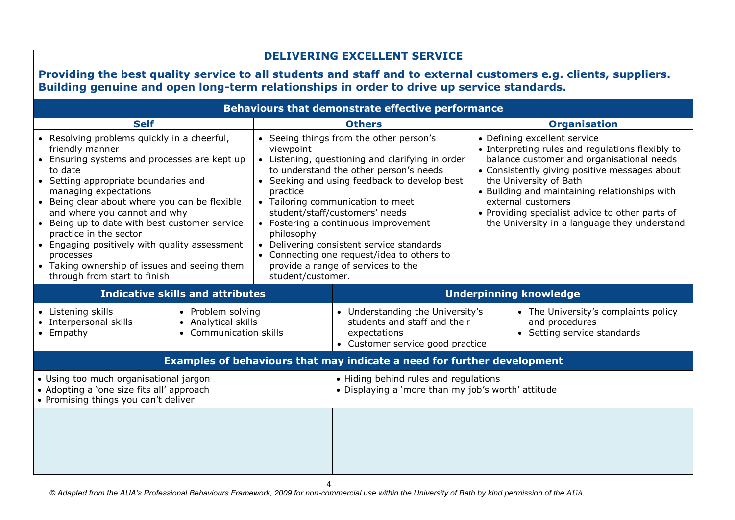## DELIVERING EXCELLENT SERVICE

**Providing the best quality service to all students and staff and to external customers e.g. clients, suppliers. Building genuine and open long-term relationships in order to drive up service standards.**

### Behaviours that demonstrate effective performance

| Self | Others | Organisation |
|---|---|---|
| • Resolving problems quickly in a cheerful, friendly manner<br>• Ensuring systems and processes are kept up to date<br>• Setting appropriate boundaries and managing expectations<br>• Being clear about where you can be flexible and where you cannot and why<br>• Being up to date with best customer service practice in the sector<br>• Engaging positively with quality assessment processes<br>• Taking ownership of issues and seeing them through from start to finish | • Seeing things from the other person's viewpoint<br>• Listening, questioning and clarifying in order to understand the other person's needs<br>• Seeking and using feedback to develop best practice<br>• Tailoring communication to meet student/staff/customers' needs<br>• Fostering a continuous improvement philosophy<br>• Delivering consistent service standards<br>• Connecting one request/idea to others to provide a range of services to the student/customer. | • Defining excellent service<br>• Interpreting rules and regulations flexibly to balance customer and organisational needs<br>• Consistently giving positive messages about the University of Bath<br>• Building and maintaining relationships with external customers<br>• Providing specialist advice to other parts of the University in a language they understand |

| Indicative skills and attributes | Underpinning knowledge |
|---|---|
| • Listening skills<br>• Interpersonal skills<br>• Empathy<br>• Problem solving<br>• Analytical skills<br>• Communication skills | • Understanding the University's students and staff and their expectations<br>• Customer service good practice<br>• The University's complaints policy and procedures<br>• Setting service standards |

### Examples of behaviours that may indicate a need for further development

- Using too much organisational jargon
- Adopting a 'one size fits all' approach
- Promising things you can't deliver
- Hiding behind rules and regulations
- Displaying a 'more than my job's worth' attitude

*© Adapted from the AUA's Professional Behaviours Framework, 2009 for non-commercial use within the University of Bath by kind permission of the AUA.*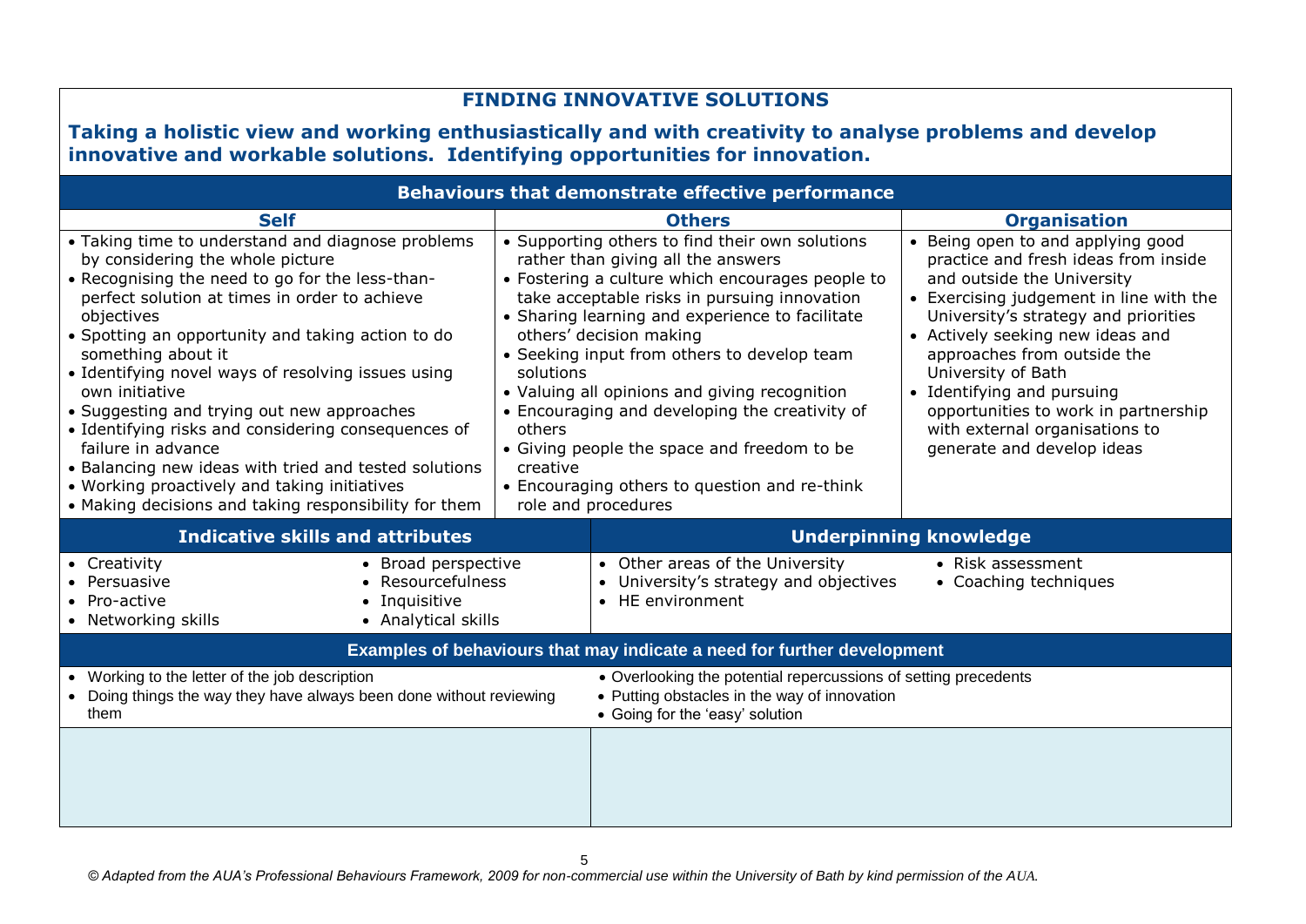# FINDING INNOVATIVE SOLUTIONS

**Taking a holistic view and working enthusiastically and with creativity to analyse problems and develop innovative and workable solutions. Identifying opportunities for innovation.**

## Behaviours that demonstrate effective performance

| Self | Others | Organisation |
|---|---|---|
| • Taking time to understand and diagnose problems by considering the whole picture<br>• Recognising the need to go for the less-than-perfect solution at times in order to achieve objectives<br>• Spotting an opportunity and taking action to do something about it<br>• Identifying novel ways of resolving issues using own initiative<br>• Suggesting and trying out new approaches<br>• Identifying risks and considering consequences of failure in advance<br>• Balancing new ideas with tried and tested solutions<br>• Working proactively and taking initiatives<br>• Making decisions and taking responsibility for them | • Supporting others to find their own solutions rather than giving all the answers<br>• Fostering a culture which encourages people to take acceptable risks in pursuing innovation<br>• Sharing learning and experience to facilitate others' decision making<br>• Seeking input from others to develop team solutions<br>• Valuing all opinions and giving recognition<br>• Encouraging and developing the creativity of others<br>• Giving people the space and freedom to be creative<br>• Encouraging others to question and re-think role and procedures | • Being open to and applying good practice and fresh ideas from inside and outside the University<br>• Exercising judgement in line with the University's strategy and priorities<br>• Actively seeking new ideas and approaches from outside the University of Bath<br>• Identifying and pursuing opportunities to work in partnership with external organisations to generate and develop ideas |

| Indicative skills and attributes | | Underpinning knowledge | |
|---|---|---|---|
| • Creativity<br>• Persuasive<br>• Pro-active<br>• Networking skills | • Broad perspective<br>• Resourcefulness<br>• Inquisitive<br>• Analytical skills | • Other areas of the University<br>• University's strategy and objectives<br>• HE environment | • Risk assessment<br>• Coaching techniques |

## Examples of behaviours that may indicate a need for further development

| | |
|---|---|
| • Working to the letter of the job description<br>• Doing things the way they have always been done without reviewing them | • Overlooking the potential repercussions of setting precedents<br>• Putting obstacles in the way of innovation<br>• Going for the 'easy' solution |
| | |

*© Adapted from the AUA's Professional Behaviours Framework, 2009 for non-commercial use within the University of Bath by kind permission of the AUA.*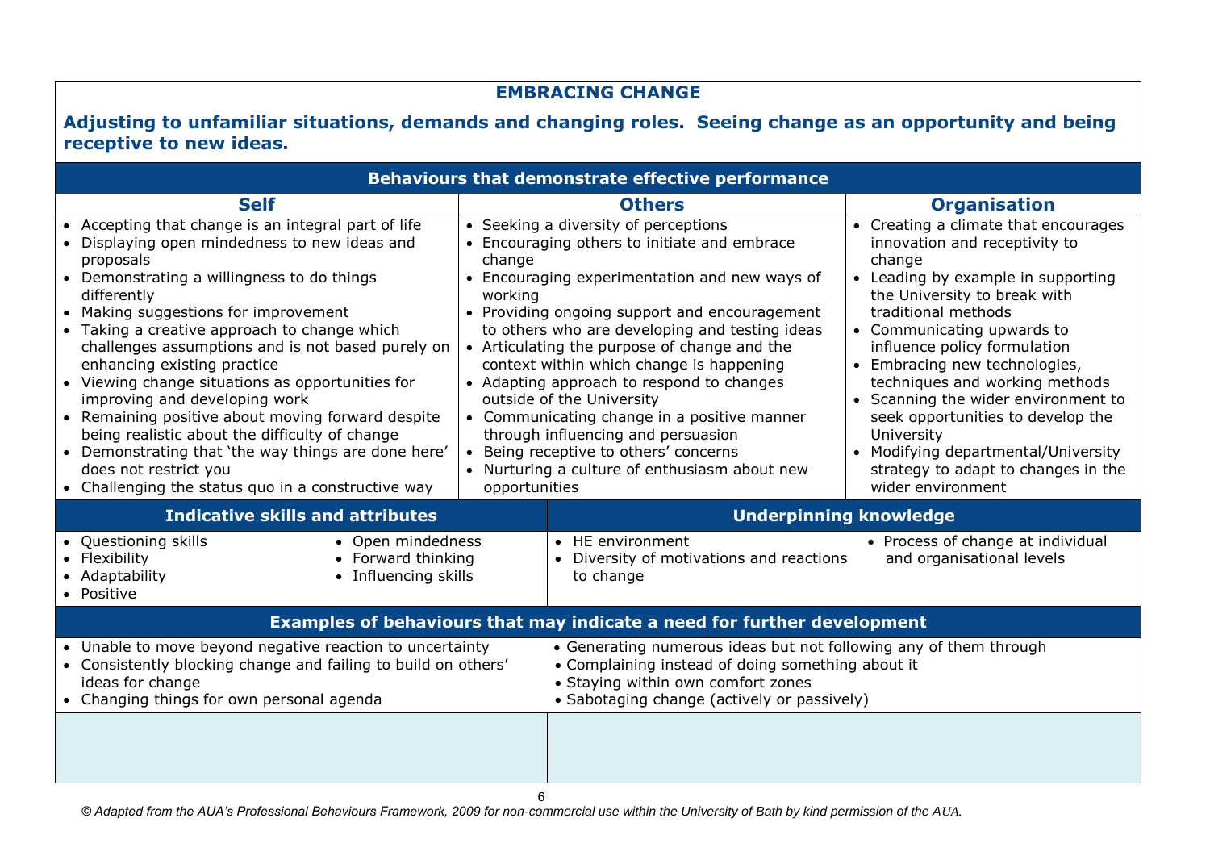# EMBRACING CHANGE

**Adjusting to unfamiliar situations, demands and changing roles. Seeing change as an opportunity and being receptive to new ideas.**

## Behaviours that demonstrate effective performance

| Self | Others | Organisation |
|---|---|---|
| • Accepting that change is an integral part of life<br>• Displaying open mindedness to new ideas and proposals<br>• Demonstrating a willingness to do things differently<br>• Making suggestions for improvement<br>• Taking a creative approach to change which challenges assumptions and is not based purely on enhancing existing practice<br>• Viewing change situations as opportunities for improving and developing work<br>• Remaining positive about moving forward despite being realistic about the difficulty of change<br>• Demonstrating that 'the way things are done here' does not restrict you<br>• Challenging the status quo in a constructive way | • Seeking a diversity of perceptions<br>• Encouraging others to initiate and embrace change<br>• Encouraging experimentation and new ways of working<br>• Providing ongoing support and encouragement to others who are developing and testing ideas<br>• Articulating the purpose of change and the context within which change is happening<br>• Adapting approach to respond to changes outside of the University<br>• Communicating change in a positive manner through influencing and persuasion<br>• Being receptive to others' concerns<br>• Nurturing a culture of enthusiasm about new opportunities | • Creating a climate that encourages innovation and receptivity to change<br>• Leading by example in supporting the University to break with traditional methods<br>• Communicating upwards to influence policy formulation<br>• Embracing new technologies, techniques and working methods<br>• Scanning the wider environment to seek opportunities to develop the University<br>• Modifying departmental/University strategy to adapt to changes in the wider environment |

| Indicative skills and attributes | Underpinning knowledge |
|---|---|
| • Questioning skills<br>• Flexibility<br>• Adaptability<br>• Positive<br>• Open mindedness<br>• Forward thinking<br>• Influencing skills | • HE environment<br>• Diversity of motivations and reactions to change<br>• Process of change at individual and organisational levels |

## Examples of behaviours that may indicate a need for further development

- Unable to move beyond negative reaction to uncertainty
- Consistently blocking change and failing to build on others' ideas for change
- Changing things for own personal agenda
- Generating numerous ideas but not following any of them through
- Complaining instead of doing something about it
- Staying within own comfort zones
- Sabotaging change (actively or passively)

*© Adapted from the AUA's Professional Behaviours Framework, 2009 for non-commercial use within the University of Bath by kind permission of the AUA.*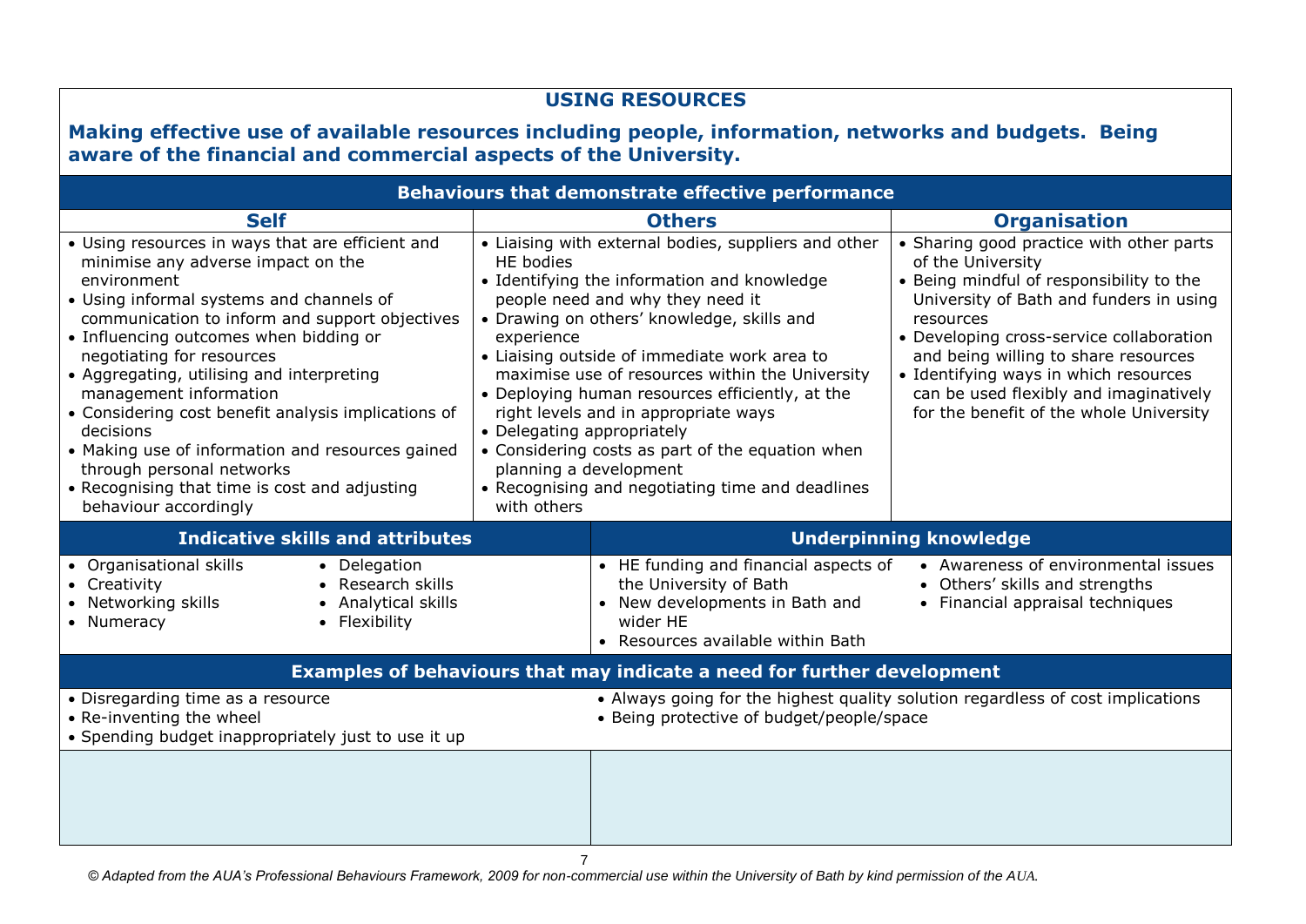## USING RESOURCES

**Making effective use of available resources including people, information, networks and budgets. Being aware of the financial and commercial aspects of the University.**

### Behaviours that demonstrate effective performance

| Self | Others | Organisation |
|---|---|---|
| • Using resources in ways that are efficient and minimise any adverse impact on the environment<br>• Using informal systems and channels of communication to inform and support objectives<br>• Influencing outcomes when bidding or negotiating for resources<br>• Aggregating, utilising and interpreting management information<br>• Considering cost benefit analysis implications of decisions<br>• Making use of information and resources gained through personal networks<br>• Recognising that time is cost and adjusting behaviour accordingly | • Liaising with external bodies, suppliers and other HE bodies<br>• Identifying the information and knowledge people need and why they need it<br>• Drawing on others' knowledge, skills and experience<br>• Liaising outside of immediate work area to maximise use of resources within the University<br>• Deploying human resources efficiently, at the right levels and in appropriate ways<br>• Delegating appropriately<br>• Considering costs as part of the equation when planning a development<br>• Recognising and negotiating time and deadlines with others | • Sharing good practice with other parts of the University<br>• Being mindful of responsibility to the University of Bath and funders in using resources<br>• Developing cross-service collaboration and being willing to share resources<br>• Identifying ways in which resources can be used flexibly and imaginatively for the benefit of the whole University |

| Indicative skills and attributes | | Underpinning knowledge | |
|---|---|---|---|
| • Organisational skills<br>• Creativity<br>• Networking skills<br>• Numeracy | • Delegation<br>• Research skills<br>• Analytical skills<br>• Flexibility | • HE funding and financial aspects of the University of Bath<br>• New developments in Bath and wider HE<br>• Resources available within Bath | • Awareness of environmental issues<br>• Others' skills and strengths<br>• Financial appraisal techniques |

### Examples of behaviours that may indicate a need for further development

| | |
|---|---|
| • Disregarding time as a resource<br>• Re-inventing the wheel<br>• Spending budget inappropriately just to use it up | • Always going for the highest quality solution regardless of cost implications<br>• Being protective of budget/people/space |
| | |

*© Adapted from the AUA's Professional Behaviours Framework, 2009 for non-commercial use within the University of Bath by kind permission of the AUA.*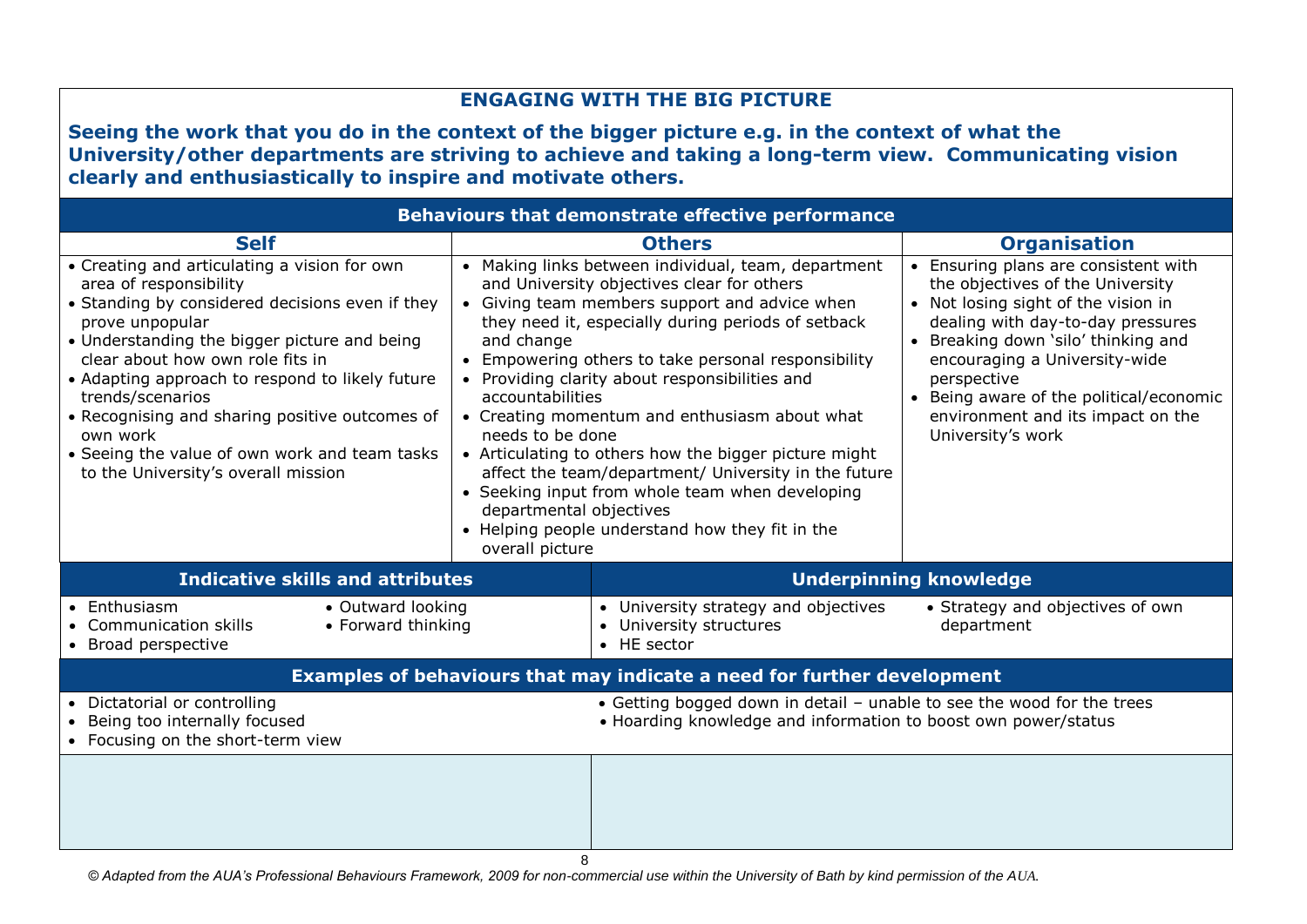## ENGAGING WITH THE BIG PICTURE

**Seeing the work that you do in the context of the bigger picture e.g. in the context of what the University/other departments are striving to achieve and taking a long-term view. Communicating vision clearly and enthusiastically to inspire and motivate others.**

### Behaviours that demonstrate effective performance

| Self | Others | Organisation |
|---|---|---|
| • Creating and articulating a vision for own area of responsibility<br>• Standing by considered decisions even if they prove unpopular<br>• Understanding the bigger picture and being clear about how own role fits in<br>• Adapting approach to respond to likely future trends/scenarios<br>• Recognising and sharing positive outcomes of own work<br>• Seeing the value of own work and team tasks to the University's overall mission | • Making links between individual, team, department and University objectives clear for others<br>• Giving team members support and advice when they need it, especially during periods of setback and change<br>• Empowering others to take personal responsibility<br>• Providing clarity about responsibilities and accountabilities<br>• Creating momentum and enthusiasm about what needs to be done<br>• Articulating to others how the bigger picture might affect the team/department/ University in the future<br>• Seeking input from whole team when developing departmental objectives<br>• Helping people understand how they fit in the overall picture | • Ensuring plans are consistent with the objectives of the University<br>• Not losing sight of the vision in dealing with day-to-day pressures<br>• Breaking down 'silo' thinking and encouraging a University-wide perspective<br>• Being aware of the political/economic environment and its impact on the University's work |

| Indicative skills and attributes | Underpinning knowledge |
|---|---|
| • Enthusiasm<br>• Communication skills<br>• Broad perspective<br>• Outward looking<br>• Forward thinking | • University strategy and objectives<br>• University structures<br>• HE sector<br>• Strategy and objectives of own department |

### Examples of behaviours that may indicate a need for further development

| | |
|---|---|
| • Dictatorial or controlling<br>• Being too internally focused<br>• Focusing on the short-term view | • Getting bogged down in detail – unable to see the wood for the trees<br>• Hoarding knowledge and information to boost own power/status |
| | |

*© Adapted from the AUA's Professional Behaviours Framework, 2009 for non-commercial use within the University of Bath by kind permission of the AUA.*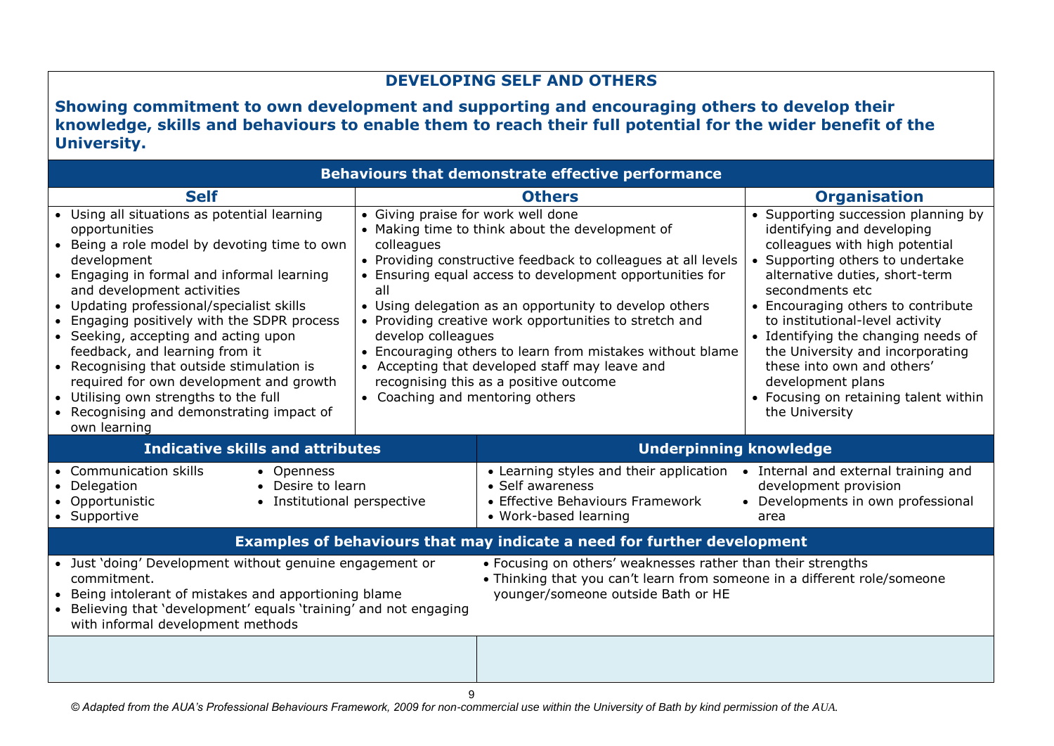## DEVELOPING SELF AND OTHERS

**Showing commitment to own development and supporting and encouraging others to develop their knowledge, skills and behaviours to enable them to reach their full potential for the wider benefit of the University.**

### Behaviours that demonstrate effective performance

| Self | Others | Organisation |
|---|---|---|
| • Using all situations as potential learning opportunities<br>• Being a role model by devoting time to own development<br>• Engaging in formal and informal learning and development activities<br>• Updating professional/specialist skills<br>• Engaging positively with the SDPR process<br>• Seeking, accepting and acting upon feedback, and learning from it<br>• Recognising that outside stimulation is required for own development and growth<br>• Utilising own strengths to the full<br>• Recognising and demonstrating impact of own learning | • Giving praise for work well done<br>• Making time to think about the development of colleagues<br>• Providing constructive feedback to colleagues at all levels<br>• Ensuring equal access to development opportunities for all<br>• Using delegation as an opportunity to develop others<br>• Providing creative work opportunities to stretch and develop colleagues<br>• Encouraging others to learn from mistakes without blame<br>• Accepting that developed staff may leave and recognising this as a positive outcome<br>• Coaching and mentoring others | • Supporting succession planning by identifying and developing colleagues with high potential<br>• Supporting others to undertake alternative duties, short-term secondments etc<br>• Encouraging others to contribute to institutional-level activity<br>• Identifying the changing needs of the University and incorporating these into own and others' development plans<br>• Focusing on retaining talent within the University |

| Indicative skills and attributes | Underpinning knowledge |
|---|---|
| • Communication skills<br>• Delegation<br>• Opportunistic<br>• Supportive<br>• Openness<br>• Desire to learn<br>• Institutional perspective | • Learning styles and their application<br>• Self awareness<br>• Effective Behaviours Framework<br>• Work-based learning<br>• Internal and external training and development provision<br>• Developments in own professional area |

### Examples of behaviours that may indicate a need for further development

- Just 'doing' Development without genuine engagement or commitment.
- Being intolerant of mistakes and apportioning blame
- Believing that 'development' equals 'training' and not engaging with informal development methods
- Focusing on others' weaknesses rather than their strengths
- Thinking that you can't learn from someone in a different role/someone younger/someone outside Bath or HE

*© Adapted from the AUA's Professional Behaviours Framework, 2009 for non-commercial use within the University of Bath by kind permission of the AUA.*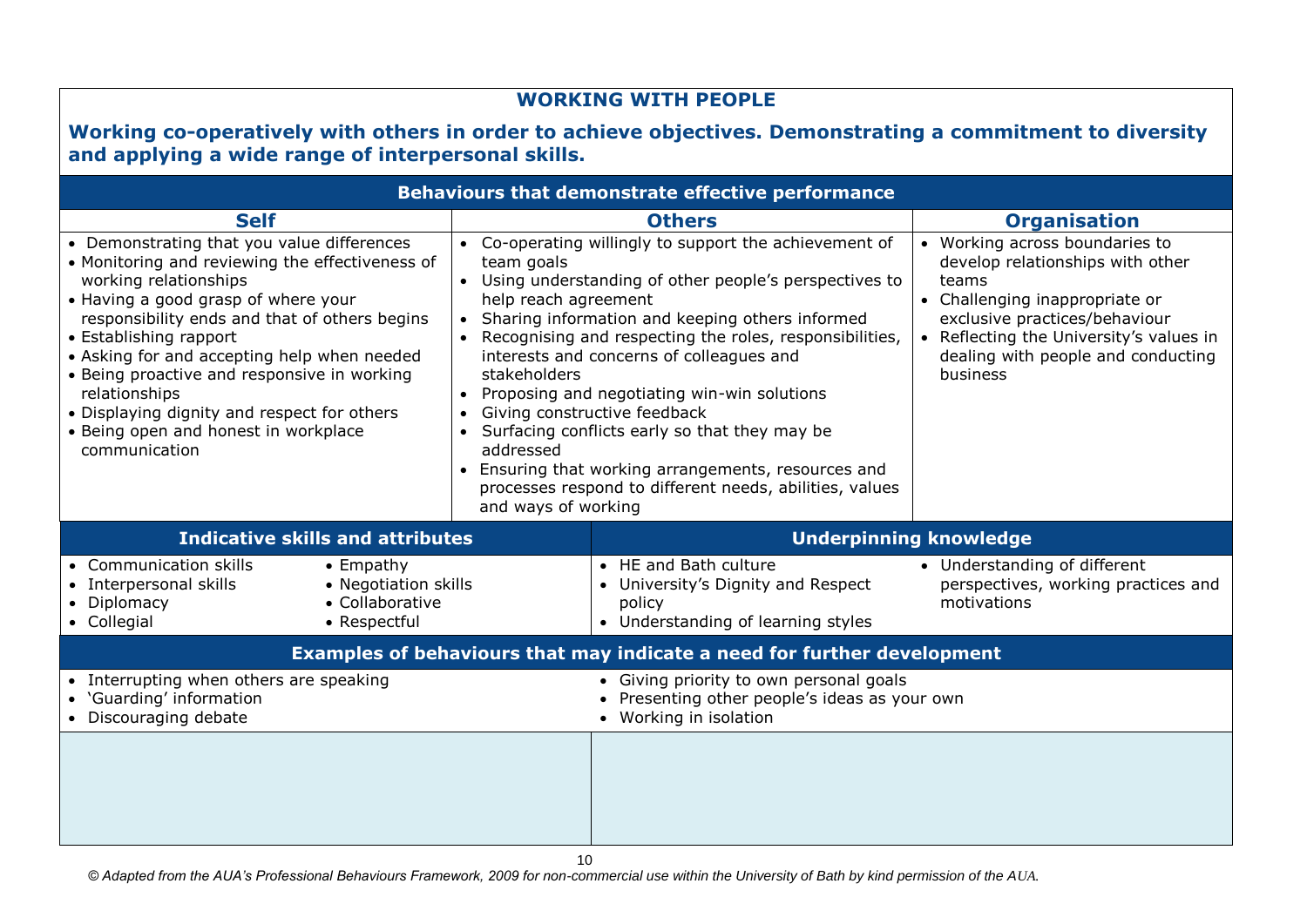## WORKING WITH PEOPLE

**Working co-operatively with others in order to achieve objectives. Demonstrating a commitment to diversity and applying a wide range of interpersonal skills.**

### Behaviours that demonstrate effective performance

| Self | Others | Organisation |
|---|---|---|
| • Demonstrating that you value differences<br>• Monitoring and reviewing the effectiveness of working relationships<br>• Having a good grasp of where your responsibility ends and that of others begins<br>• Establishing rapport<br>• Asking for and accepting help when needed<br>• Being proactive and responsive in working relationships<br>• Displaying dignity and respect for others<br>• Being open and honest in workplace communication | • Co-operating willingly to support the achievement of team goals<br>• Using understanding of other people's perspectives to help reach agreement<br>• Sharing information and keeping others informed<br>• Recognising and respecting the roles, responsibilities, interests and concerns of colleagues and stakeholders<br>• Proposing and negotiating win-win solutions<br>• Giving constructive feedback<br>• Surfacing conflicts early so that they may be addressed<br>• Ensuring that working arrangements, resources and processes respond to different needs, abilities, values and ways of working | • Working across boundaries to develop relationships with other teams<br>• Challenging inappropriate or exclusive practices/behaviour<br>• Reflecting the University's values in dealing with people and conducting business |

| Indicative skills and attributes | | Underpinning knowledge | |
|---|---|---|---|
| • Communication skills<br>• Interpersonal skills<br>• Diplomacy<br>• Collegial | • Empathy<br>• Negotiation skills<br>• Collaborative<br>• Respectful | • HE and Bath culture<br>• University's Dignity and Respect policy<br>• Understanding of learning styles | • Understanding of different perspectives, working practices and motivations |

### Examples of behaviours that may indicate a need for further development

| | |
|---|---|
| • Interrupting when others are speaking<br>• 'Guarding' information<br>• Discouraging debate | • Giving priority to own personal goals<br>• Presenting other people's ideas as your own<br>• Working in isolation |
| | |

*© Adapted from the AUA's Professional Behaviours Framework, 2009 for non-commercial use within the University of Bath by kind permission of the AUA.*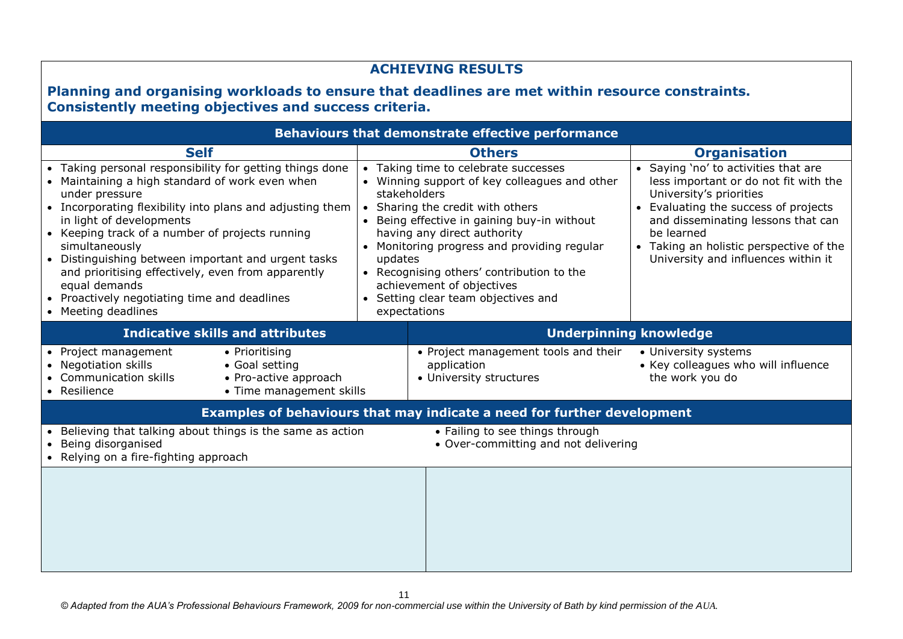## ACHIEVING RESULTS

**Planning and organising workloads to ensure that deadlines are met within resource constraints. Consistently meeting objectives and success criteria.**

### Behaviours that demonstrate effective performance

| Self | Others | Organisation |
| --- | --- | --- |
| • Taking personal responsibility for getting things done<br>• Maintaining a high standard of work even when under pressure<br>• Incorporating flexibility into plans and adjusting them in light of developments<br>• Keeping track of a number of projects running simultaneously<br>• Distinguishing between important and urgent tasks and prioritising effectively, even from apparently equal demands<br>• Proactively negotiating time and deadlines<br>• Meeting deadlines | • Taking time to celebrate successes<br>• Winning support of key colleagues and other stakeholders<br>• Sharing the credit with others<br>• Being effective in gaining buy-in without having any direct authority<br>• Monitoring progress and providing regular updates<br>• Recognising others' contribution to the achievement of objectives<br>• Setting clear team objectives and expectations | • Saying 'no' to activities that are less important or do not fit with the University's priorities<br>• Evaluating the success of projects and disseminating lessons that can be learned<br>• Taking an holistic perspective of the University and influences within it |

| Indicative skills and attributes | | Underpinning knowledge | |
| --- | --- | --- | --- |
| • Project management<br>• Negotiation skills<br>• Communication skills<br>• Resilience | • Prioritising<br>• Goal setting<br>• Pro-active approach<br>• Time management skills | • Project management tools and their application<br>• University structures | • University systems<br>• Key colleagues who will influence the work you do |

### Examples of behaviours that may indicate a need for further development

- Believing that talking about things is the same as action
- Being disorganised
- Relying on a fire-fighting approach
- Failing to see things through
- Over-committing and not delivering

*© Adapted from the AUA's Professional Behaviours Framework, 2009 for non-commercial use within the University of Bath by kind permission of the AUA.*